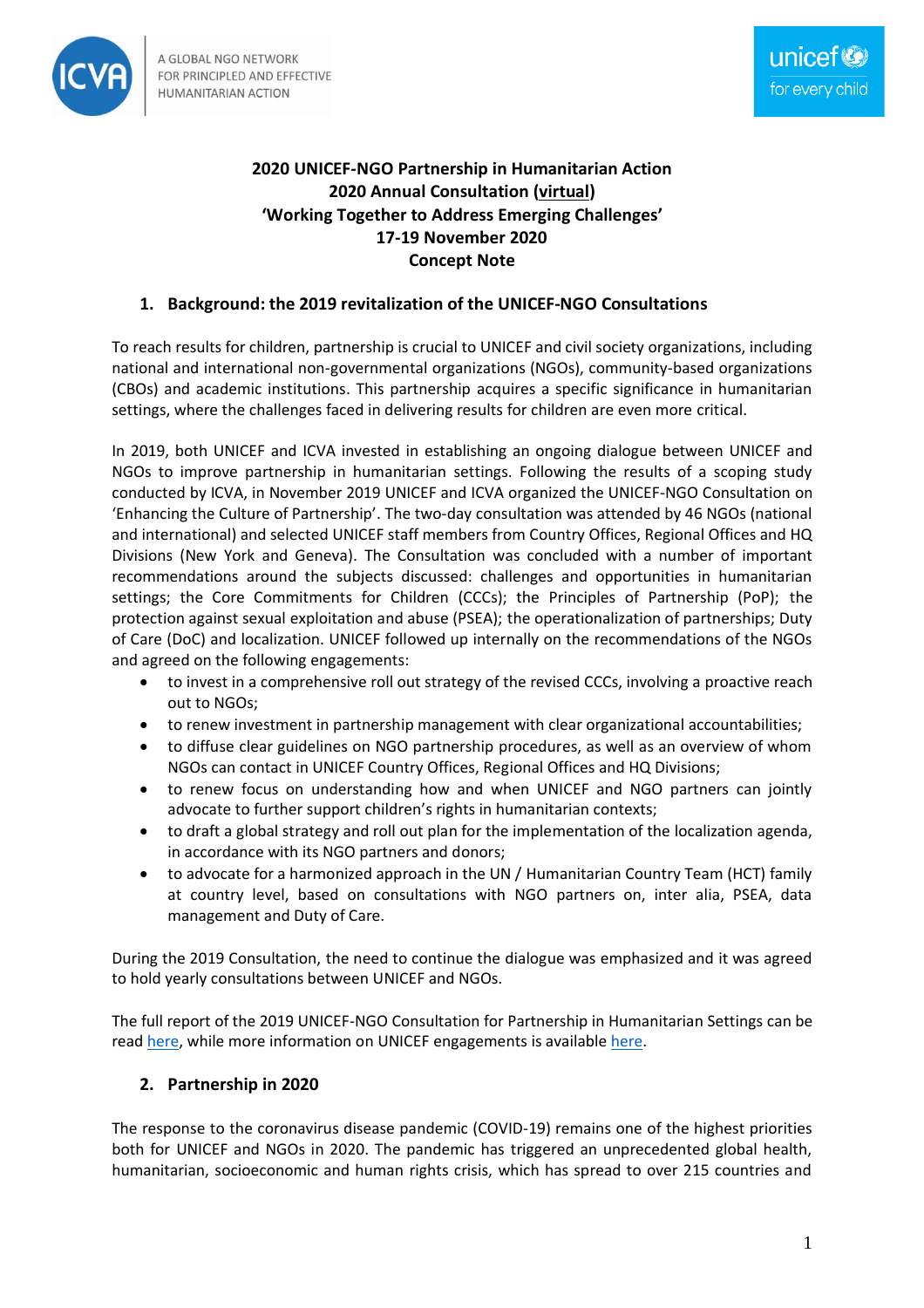A GLOBAL NGO NETWORK FOR PRINCIPLED AND EFFECTIVE HUMANITARIAN ACTION

**2020 UNICEF-NGO Partnership in Humanitarian Action**
**2020 Annual Consultation (virtual)**
**'Working Together to Address Emerging Challenges'**
**17-19 November 2020**
**Concept Note**

## 1. Background: the 2019 revitalization of the UNICEF-NGO Consultations

To reach results for children, partnership is crucial to UNICEF and civil society organizations, including national and international non-governmental organizations (NGOs), community-based organizations (CBOs) and academic institutions. This partnership acquires a specific significance in humanitarian settings, where the challenges faced in delivering results for children are even more critical.

In 2019, both UNICEF and ICVA invested in establishing an ongoing dialogue between UNICEF and NGOs to improve partnership in humanitarian settings. Following the results of a scoping study conducted by ICVA, in November 2019 UNICEF and ICVA organized the UNICEF-NGO Consultation on 'Enhancing the Culture of Partnership'. The two-day consultation was attended by 46 NGOs (national and international) and selected UNICEF staff members from Country Offices, Regional Offices and HQ Divisions (New York and Geneva). The Consultation was concluded with a number of important recommendations around the subjects discussed: challenges and opportunities in humanitarian settings; the Core Commitments for Children (CCCs); the Principles of Partnership (PoP); the protection against sexual exploitation and abuse (PSEA); the operationalization of partnerships; Duty of Care (DoC) and localization. UNICEF followed up internally on the recommendations of the NGOs and agreed on the following engagements:

- to invest in a comprehensive roll out strategy of the revised CCCs, involving a proactive reach out to NGOs;
- to renew investment in partnership management with clear organizational accountabilities;
- to diffuse clear guidelines on NGO partnership procedures, as well as an overview of whom NGOs can contact in UNICEF Country Offices, Regional Offices and HQ Divisions;
- to renew focus on understanding how and when UNICEF and NGO partners can jointly advocate to further support children's rights in humanitarian contexts;
- to draft a global strategy and roll out plan for the implementation of the localization agenda, in accordance with its NGO partners and donors;
- to advocate for a harmonized approach in the UN / Humanitarian Country Team (HCT) family at country level, based on consultations with NGO partners on, inter alia, PSEA, data management and Duty of Care.

During the 2019 Consultation, the need to continue the dialogue was emphasized and it was agreed to hold yearly consultations between UNICEF and NGOs.

The full report of the 2019 UNICEF-NGO Consultation for Partnership in Humanitarian Settings can be read here, while more information on UNICEF engagements is available here.

## 2. Partnership in 2020

The response to the coronavirus disease pandemic (COVID-19) remains one of the highest priorities both for UNICEF and NGOs in 2020. The pandemic has triggered an unprecedented global health, humanitarian, socioeconomic and human rights crisis, which has spread to over 215 countries and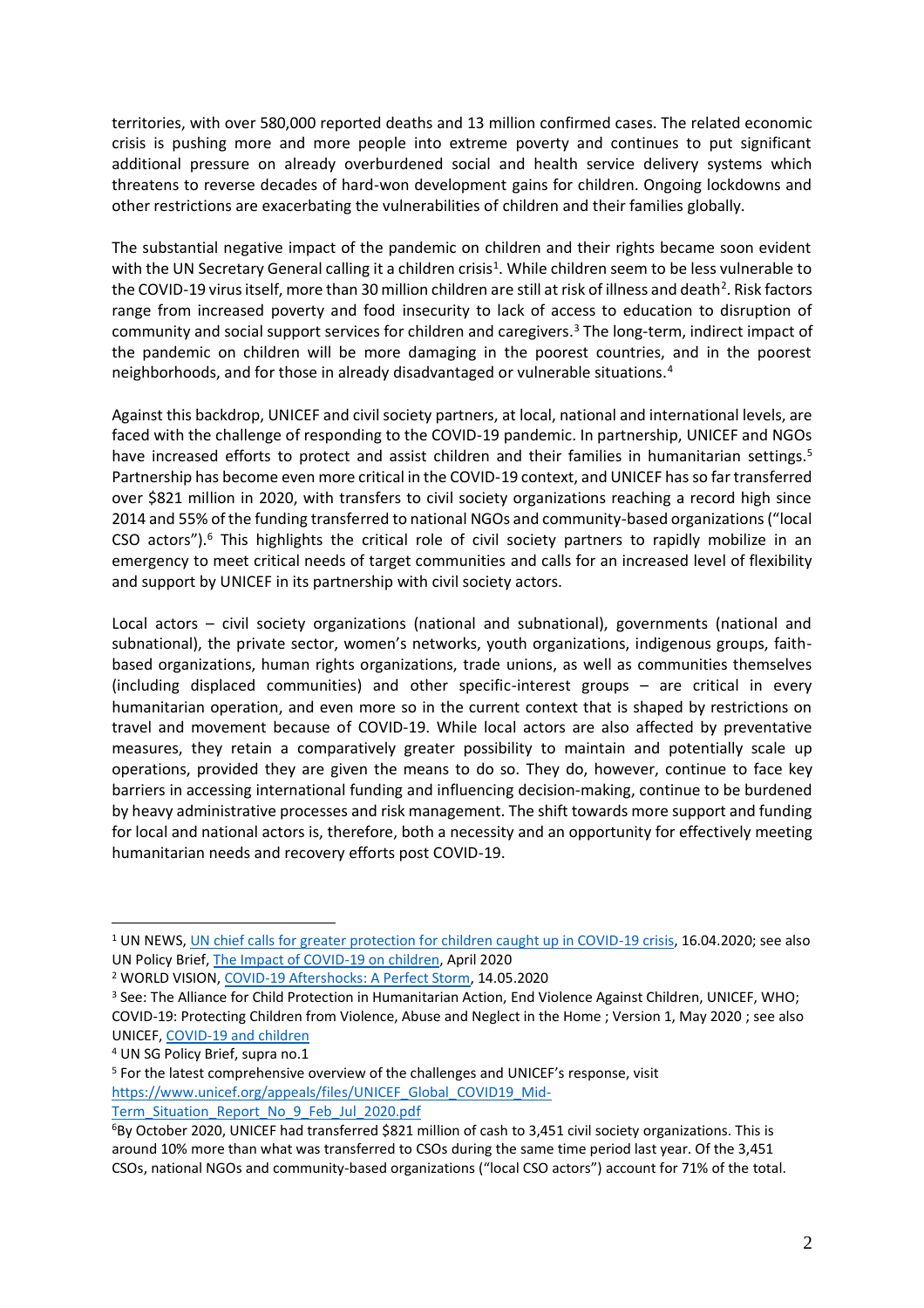territories, with over 580,000 reported deaths and 13 million confirmed cases. The related economic crisis is pushing more and more people into extreme poverty and continues to put significant additional pressure on already overburdened social and health service delivery systems which threatens to reverse decades of hard-won development gains for children. Ongoing lockdowns and other restrictions are exacerbating the vulnerabilities of children and their families globally.

The substantial negative impact of the pandemic on children and their rights became soon evident with the UN Secretary General calling it a children crisis[1]. While children seem to be less vulnerable to the COVID-19 virus itself, more than 30 million children are still at risk of illness and death[2]. Risk factors range from increased poverty and food insecurity to lack of access to education to disruption of community and social support services for children and caregivers.[3] The long-term, indirect impact of the pandemic on children will be more damaging in the poorest countries, and in the poorest neighborhoods, and for those in already disadvantaged or vulnerable situations.[4]

Against this backdrop, UNICEF and civil society partners, at local, national and international levels, are faced with the challenge of responding to the COVID-19 pandemic. In partnership, UNICEF and NGOs have increased efforts to protect and assist children and their families in humanitarian settings.[5] Partnership has become even more critical in the COVID-19 context, and UNICEF has so far transferred over $821 million in 2020, with transfers to civil society organizations reaching a record high since 2014 and 55% of the funding transferred to national NGOs and community-based organizations ("local CSO actors").[6] This highlights the critical role of civil society partners to rapidly mobilize in an emergency to meet critical needs of target communities and calls for an increased level of flexibility and support by UNICEF in its partnership with civil society actors.

Local actors – civil society organizations (national and subnational), governments (national and subnational), the private sector, women's networks, youth organizations, indigenous groups, faith-based organizations, human rights organizations, trade unions, as well as communities themselves (including displaced communities) and other specific-interest groups – are critical in every humanitarian operation, and even more so in the current context that is shaped by restrictions on travel and movement because of COVID-19. While local actors are also affected by preventative measures, they retain a comparatively greater possibility to maintain and potentially scale up operations, provided they are given the means to do so. They do, however, continue to face key barriers in accessing international funding and influencing decision-making, continue to be burdened by heavy administrative processes and risk management. The shift towards more support and funding for local and national actors is, therefore, both a necessity and an opportunity for effectively meeting humanitarian needs and recovery efforts post COVID-19.

---

[1] UN NEWS, UN chief calls for greater protection for children caught up in COVID-19 crisis, 16.04.2020; see also UN Policy Brief, The Impact of COVID-19 on children, April 2020

[2] WORLD VISION, COVID-19 Aftershocks: A Perfect Storm, 14.05.2020

[3] See: The Alliance for Child Protection in Humanitarian Action, End Violence Against Children, UNICEF, WHO; COVID-19: Protecting Children from Violence, Abuse and Neglect in the Home ; Version 1, May 2020 ; see also UNICEF, COVID-19 and children

[4] UN SG Policy Brief, supra no.1

[5] For the latest comprehensive overview of the challenges and UNICEF's response, visit https://www.unicef.org/appeals/files/UNICEF_Global_COVID19_Mid-Term_Situation_Report_No_9_Feb_Jul_2020.pdf

[6] By October 2020, UNICEF had transferred $821 million of cash to 3,451 civil society organizations. This is around 10% more than what was transferred to CSOs during the same time period last year. Of the 3,451 CSOs, national NGOs and community-based organizations ("local CSO actors") account for 71% of the total.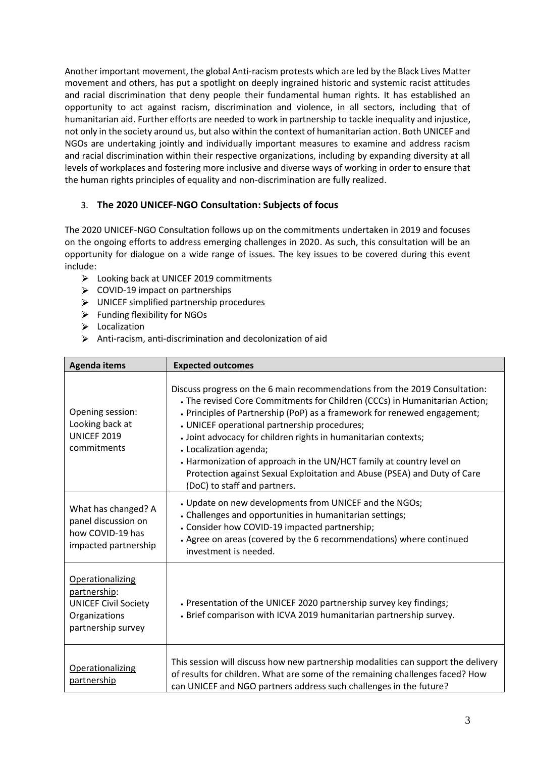Another important movement, the global Anti-racism protests which are led by the Black Lives Matter movement and others, has put a spotlight on deeply ingrained historic and systemic racist attitudes and racial discrimination that deny people their fundamental human rights. It has established an opportunity to act against racism, discrimination and violence, in all sectors, including that of humanitarian aid. Further efforts are needed to work in partnership to tackle inequality and injustice, not only in the society around us, but also within the context of humanitarian action. Both UNICEF and NGOs are undertaking jointly and individually important measures to examine and address racism and racial discrimination within their respective organizations, including by expanding diversity at all levels of workplaces and fostering more inclusive and diverse ways of working in order to ensure that the human rights principles of equality and non-discrimination are fully realized.

## 3. The 2020 UNICEF-NGO Consultation: Subjects of focus

The 2020 UNICEF-NGO Consultation follows up on the commitments undertaken in 2019 and focuses on the ongoing efforts to address emerging challenges in 2020. As such, this consultation will be an opportunity for dialogue on a wide range of issues. The key issues to be covered during this event include:

- Looking back at UNICEF 2019 commitments
- COVID-19 impact on partnerships
- UNICEF simplified partnership procedures
- Funding flexibility for NGOs
- Localization
- Anti-racism, anti-discrimination and decolonization of aid

| Agenda items | Expected outcomes |
|---|---|
| Opening session: Looking back at UNICEF 2019 commitments | Discuss progress on the 6 main recommendations from the 2019 Consultation:<br>• The revised Core Commitments for Children (CCCs) in Humanitarian Action;<br>• Principles of Partnership (PoP) as a framework for renewed engagement;<br>• UNICEF operational partnership procedures;<br>• Joint advocacy for children rights in humanitarian contexts;<br>• Localization agenda;<br>• Harmonization of approach in the UN/HCT family at country level on Protection against Sexual Exploitation and Abuse (PSEA) and Duty of Care (DoC) to staff and partners. |
| What has changed? A panel discussion on how COVID-19 has impacted partnership | • Update on new developments from UNICEF and the NGOs;<br>• Challenges and opportunities in humanitarian settings;<br>• Consider how COVID-19 impacted partnership;<br>• Agree on areas (covered by the 6 recommendations) where continued investment is needed. |
| Operationalizing partnership: UNICEF Civil Society Organizations partnership survey | • Presentation of the UNICEF 2020 partnership survey key findings;<br>• Brief comparison with ICVA 2019 humanitarian partnership survey. |
| Operationalizing partnership | This session will discuss how new partnership modalities can support the delivery of results for children. What are some of the remaining challenges faced? How can UNICEF and NGO partners address such challenges in the future? |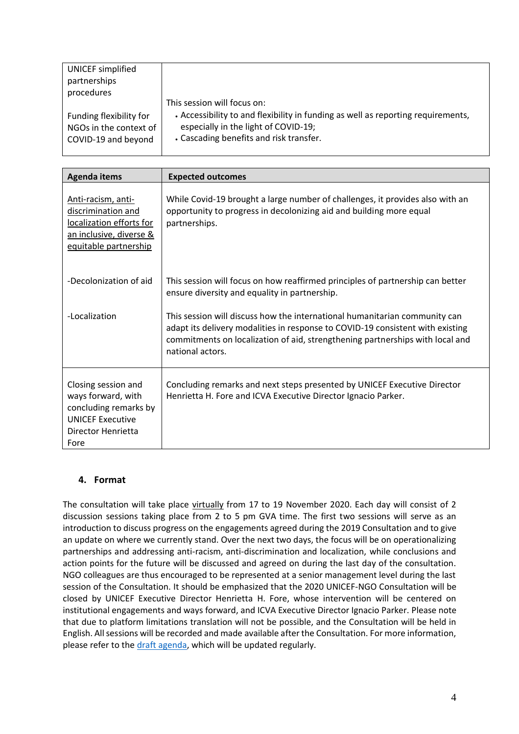| | |
|---|---|
| UNICEF simplified partnerships procedures<br><br>Funding flexibility for NGOs in the context of COVID-19 and beyond | This session will focus on:<br>• Accessibility to and flexibility in funding as well as reporting requirements, especially in the light of COVID-19;<br>• Cascading benefits and risk transfer. |

| Agenda items | Expected outcomes |
|---|---|
| Anti-racism, anti-discrimination and localization efforts for an inclusive, diverse & equitable partnership | While Covid-19 brought a large number of challenges, it provides also with an opportunity to progress in decolonizing aid and building more equal partnerships. |
| -Decolonization of aid | This session will focus on how reaffirmed principles of partnership can better ensure diversity and equality in partnership. |
| -Localization | This session will discuss how the international humanitarian community can adapt its delivery modalities in response to COVID-19 consistent with existing commitments on localization of aid, strengthening partnerships with local and national actors. |
| Closing session and ways forward, with concluding remarks by UNICEF Executive Director Henrietta Fore | Concluding remarks and next steps presented by UNICEF Executive Director Henrietta H. Fore and ICVA Executive Director Ignacio Parker. |

## 4. Format

The consultation will take place virtually from 17 to 19 November 2020. Each day will consist of 2 discussion sessions taking place from 2 to 5 pm GVA time. The first two sessions will serve as an introduction to discuss progress on the engagements agreed during the 2019 Consultation and to give an update on where we currently stand. Over the next two days, the focus will be on operationalizing partnerships and addressing anti-racism, anti-discrimination and localization, while conclusions and action points for the future will be discussed and agreed on during the last day of the consultation. NGO colleagues are thus encouraged to be represented at a senior management level during the last session of the Consultation. It should be emphasized that the 2020 UNICEF-NGO Consultation will be closed by UNICEF Executive Director Henrietta H. Fore, whose intervention will be centered on institutional engagements and ways forward, and ICVA Executive Director Ignacio Parker. Please note that due to platform limitations translation will not be possible, and the Consultation will be held in English. All sessions will be recorded and made available after the Consultation. For more information, please refer to the draft agenda, which will be updated regularly.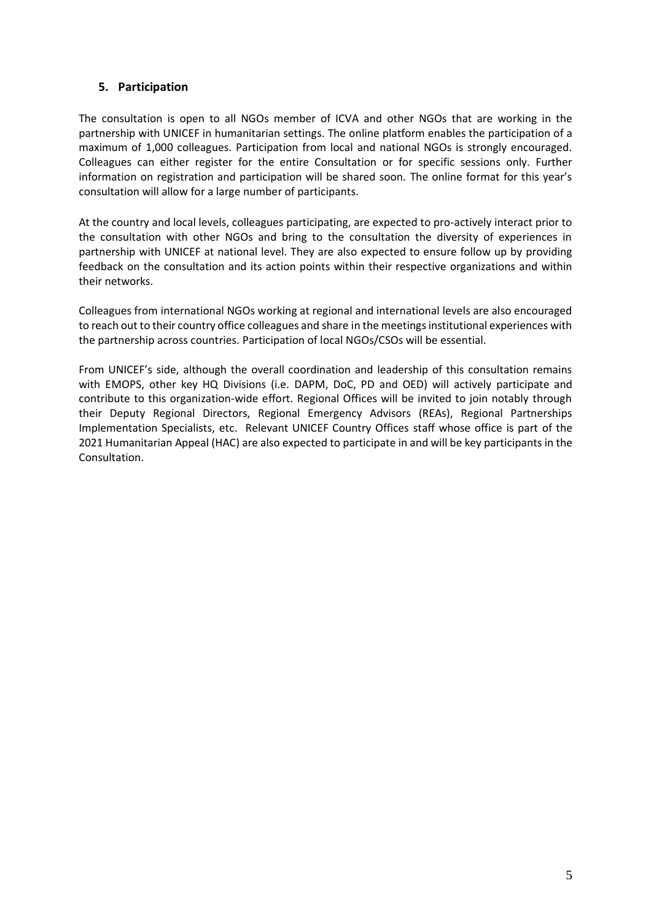## 5. Participation

The consultation is open to all NGOs member of ICVA and other NGOs that are working in the partnership with UNICEF in humanitarian settings. The online platform enables the participation of a maximum of 1,000 colleagues. Participation from local and national NGOs is strongly encouraged. Colleagues can either register for the entire Consultation or for specific sessions only. Further information on registration and participation will be shared soon. The online format for this year's consultation will allow for a large number of participants.

At the country and local levels, colleagues participating, are expected to pro-actively interact prior to the consultation with other NGOs and bring to the consultation the diversity of experiences in partnership with UNICEF at national level. They are also expected to ensure follow up by providing feedback on the consultation and its action points within their respective organizations and within their networks.

Colleagues from international NGOs working at regional and international levels are also encouraged to reach out to their country office colleagues and share in the meetings institutional experiences with the partnership across countries. Participation of local NGOs/CSOs will be essential.

From UNICEF's side, although the overall coordination and leadership of this consultation remains with EMOPS, other key HQ Divisions (i.e. DAPM, DoC, PD and OED) will actively participate and contribute to this organization-wide effort. Regional Offices will be invited to join notably through their Deputy Regional Directors, Regional Emergency Advisors (REAs), Regional Partnerships Implementation Specialists, etc. Relevant UNICEF Country Offices staff whose office is part of the 2021 Humanitarian Appeal (HAC) are also expected to participate in and will be key participants in the Consultation.